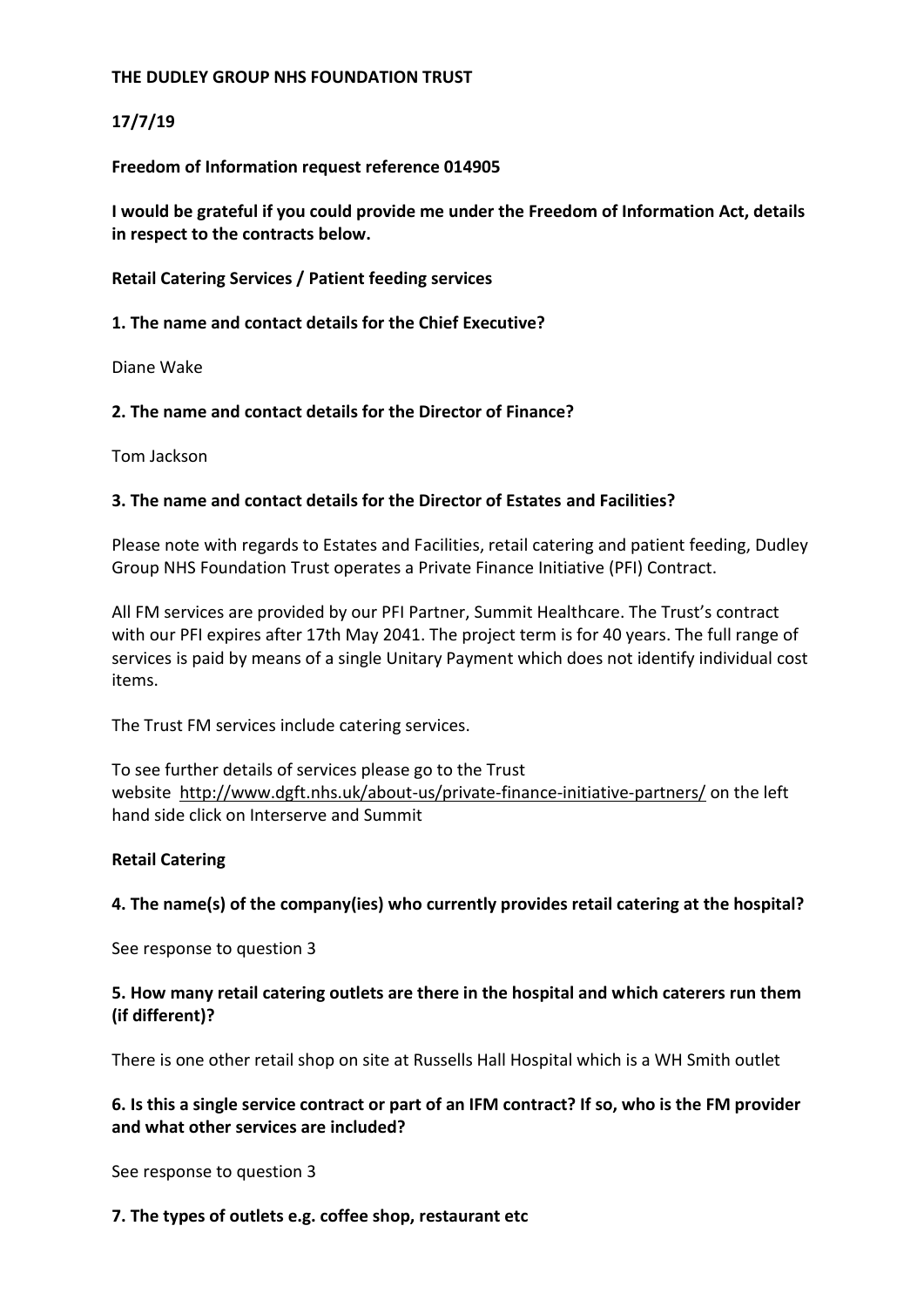**THE DUDLEY GROUP NHS FOUNDATION TRUST**

**17/7/19**

**Freedom of Information request reference 014905**

**I would be grateful if you could provide me under the Freedom of Information Act, details in respect to the contracts below.**

**Retail Catering Services / Patient feeding services**

**1. The name and contact details for the Chief Executive?**

Diane Wake

**2. The name and contact details for the Director of Finance?**

Tom Jackson

**3. The name and contact details for the Director of Estates and Facilities?**

Please note with regards to Estates and Facilities, retail catering and patient feeding, Dudley Group NHS Foundation Trust operates a Private Finance Initiative (PFI) Contract.

All FM services are provided by our PFI Partner, Summit Healthcare. The Trust's contract with our PFI expires after 17th May 2041. The project term is for 40 years. The full range of services is paid by means of a single Unitary Payment which does not identify individual cost items.

The Trust FM services include catering services.

To see further details of services please go to the Trust website http://www.dgft.nhs.uk/about-us/private-finance-initiative-partners/ on the left hand side click on Interserve and Summit

**Retail Catering**

**4. The name(s) of the company(ies) who currently provides retail catering at the hospital?**

See response to question 3

**5. How many retail catering outlets are there in the hospital and which caterers run them (if different)?**

There is one other retail shop on site at Russells Hall Hospital which is a WH Smith outlet

**6. Is this a single service contract or part of an IFM contract? If so, who is the FM provider and what other services are included?**

See response to question 3

**7. The types of outlets e.g. coffee shop, restaurant etc**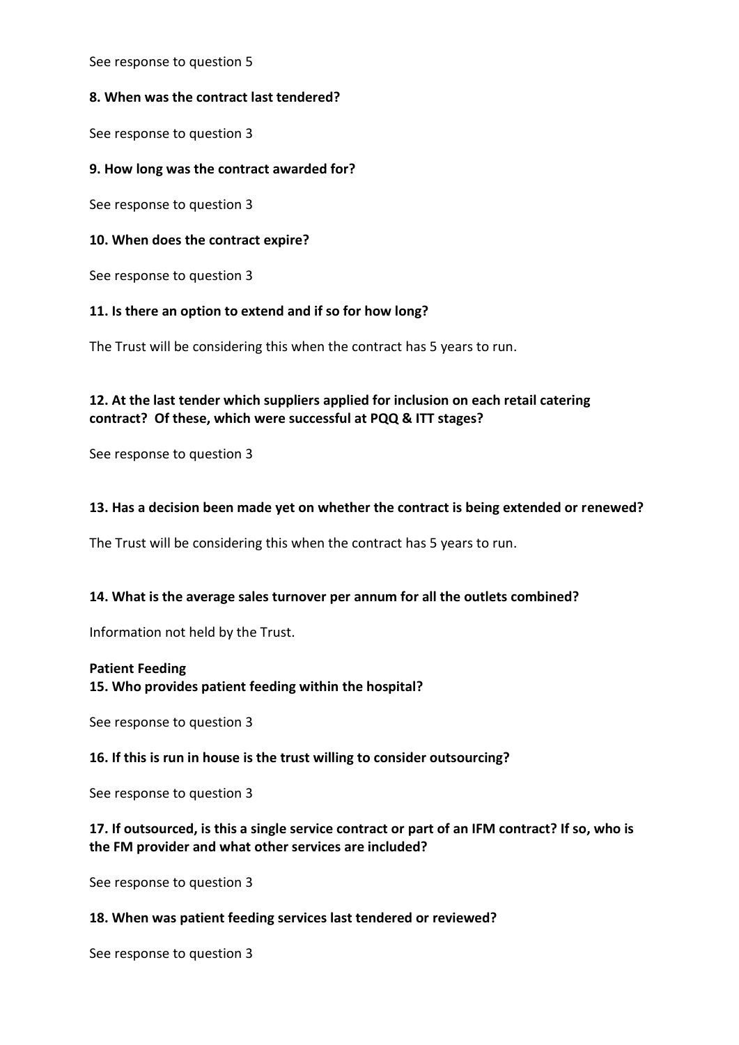See response to question 5

**8. When was the contract last tendered?**

See response to question 3

**9. How long was the contract awarded for?**

See response to question 3

**10. When does the contract expire?**

See response to question 3

**11. Is there an option to extend and if so for how long?**

The Trust will be considering this when the contract has 5 years to run.

**12. At the last tender which suppliers applied for inclusion on each retail catering contract? Of these, which were successful at PQQ & ITT stages?**

See response to question 3

**13. Has a decision been made yet on whether the contract is being extended or renewed?**

The Trust will be considering this when the contract has 5 years to run.

**14. What is the average sales turnover per annum for all the outlets combined?**

Information not held by the Trust.

**Patient Feeding**

**15. Who provides patient feeding within the hospital?**

See response to question 3

**16. If this is run in house is the trust willing to consider outsourcing?**

See response to question 3

**17. If outsourced, is this a single service contract or part of an IFM contract? If so, who is the FM provider and what other services are included?**

See response to question 3

**18. When was patient feeding services last tendered or reviewed?**

See response to question 3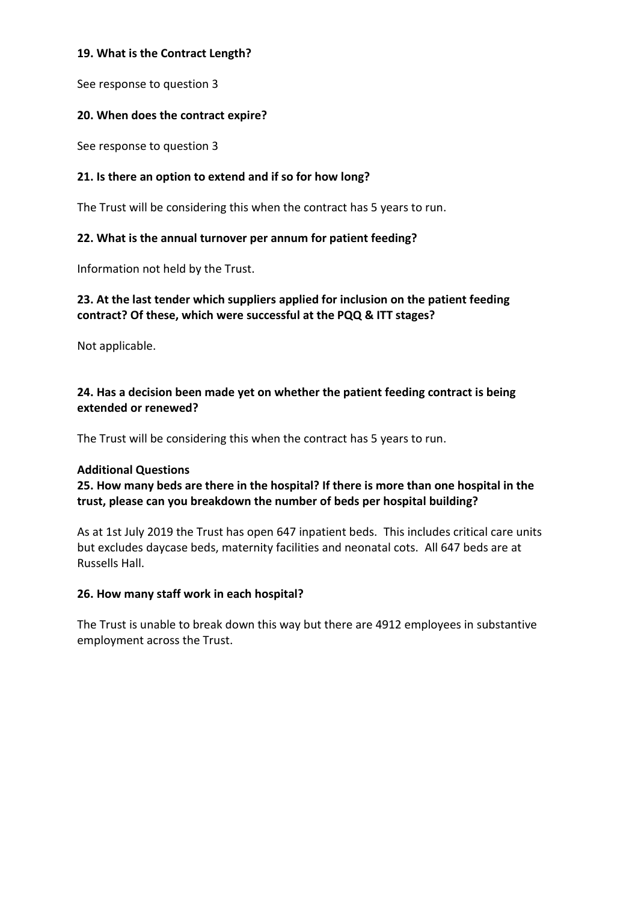**19. What is the Contract Length?**

See response to question 3

**20. When does the contract expire?**

See response to question 3

**21. Is there an option to extend and if so for how long?**

The Trust will be considering this when the contract has 5 years to run.

**22. What is the annual turnover per annum for patient feeding?**

Information not held by the Trust.

**23. At the last tender which suppliers applied for inclusion on the patient feeding contract? Of these, which were successful at the PQQ & ITT stages?**

Not applicable.

**24. Has a decision been made yet on whether the patient feeding contract is being extended or renewed?**

The Trust will be considering this when the contract has 5 years to run.

**Additional Questions**

**25. How many beds are there in the hospital? If there is more than one hospital in the trust, please can you breakdown the number of beds per hospital building?**

As at 1st July 2019 the Trust has open 647 inpatient beds. This includes critical care units but excludes daycase beds, maternity facilities and neonatal cots. All 647 beds are at Russells Hall.

**26. How many staff work in each hospital?**

The Trust is unable to break down this way but there are 4912 employees in substantive employment across the Trust.